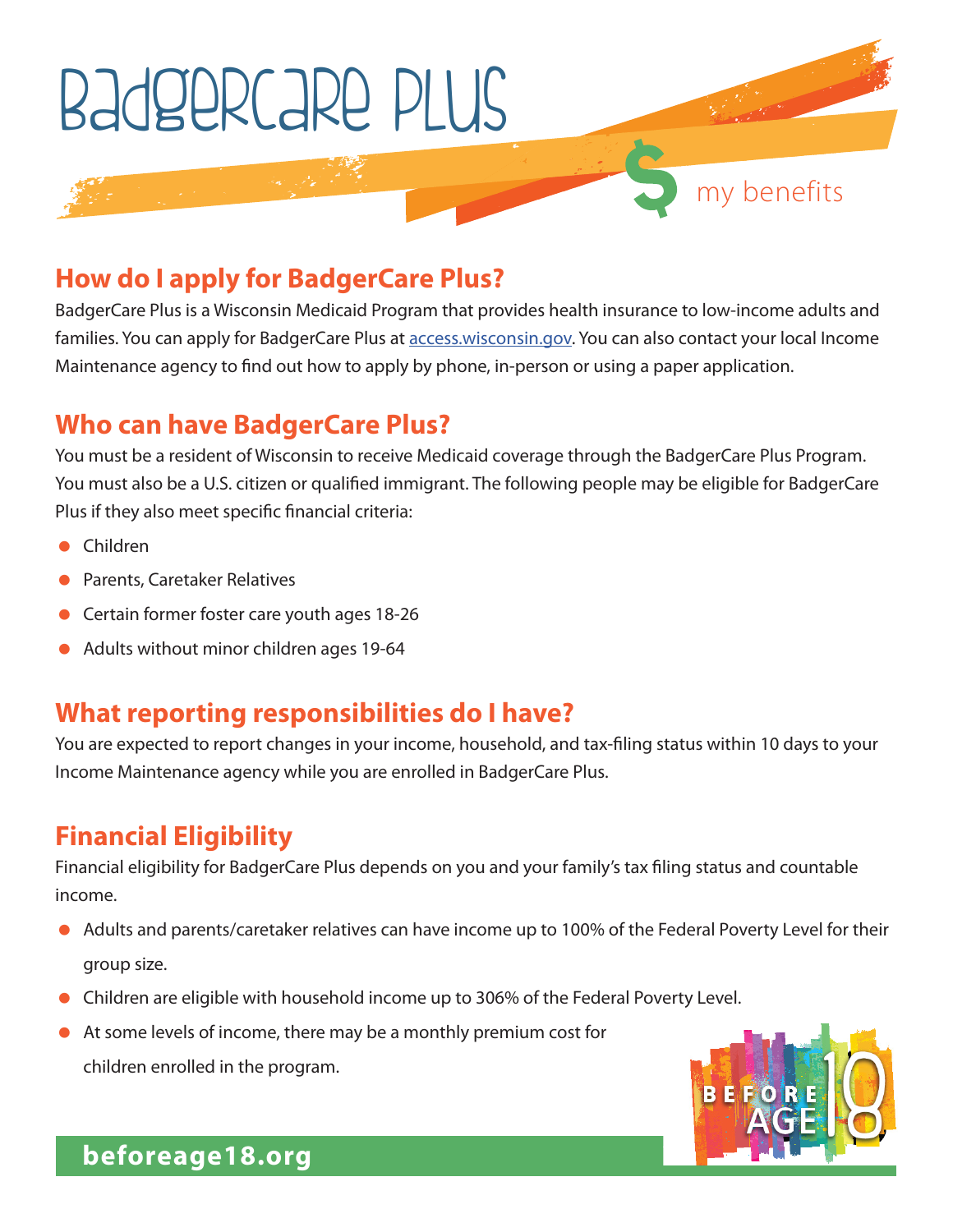# BadgerCare Plus

my benefits

## How do I apply for BadgerCare Plus?

BadgerCare Plus is a Wisconsin Medicaid Program that provides health insurance to low-income adults and families. You can apply for BadgerCare Plus at access.wisconsin.gov. You can also contact your local Income Maintenance agency to find out how to apply by phone, in-person or using a paper application.

## Who can have BadgerCare Plus?

You must be a resident of Wisconsin to receive Medicaid coverage through the BadgerCare Plus Program. You must also be a U.S. citizen or qualified immigrant. The following people may be eligible for BadgerCare Plus if they also meet specific financial criteria:

- Children
- Parents, Caretaker Relatives
- Certain former foster care youth ages 18-26
- Adults without minor children ages 19-64

## What reporting responsibilities do I have?

You are expected to report changes in your income, household, and tax-filing status within 10 days to your Income Maintenance agency while you are enrolled in BadgerCare Plus.

## Financial Eligibility

Financial eligibility for BadgerCare Plus depends on you and your family's tax filing status and countable income.

- Adults and parents/caretaker relatives can have income up to 100% of the Federal Poverty Level for their group size.
- Children are eligible with household income up to 306% of the Federal Poverty Level.
- At some levels of income, there may be a monthly premium cost for children enrolled in the program.

**beforeage18.org**

BEFORE AGE 18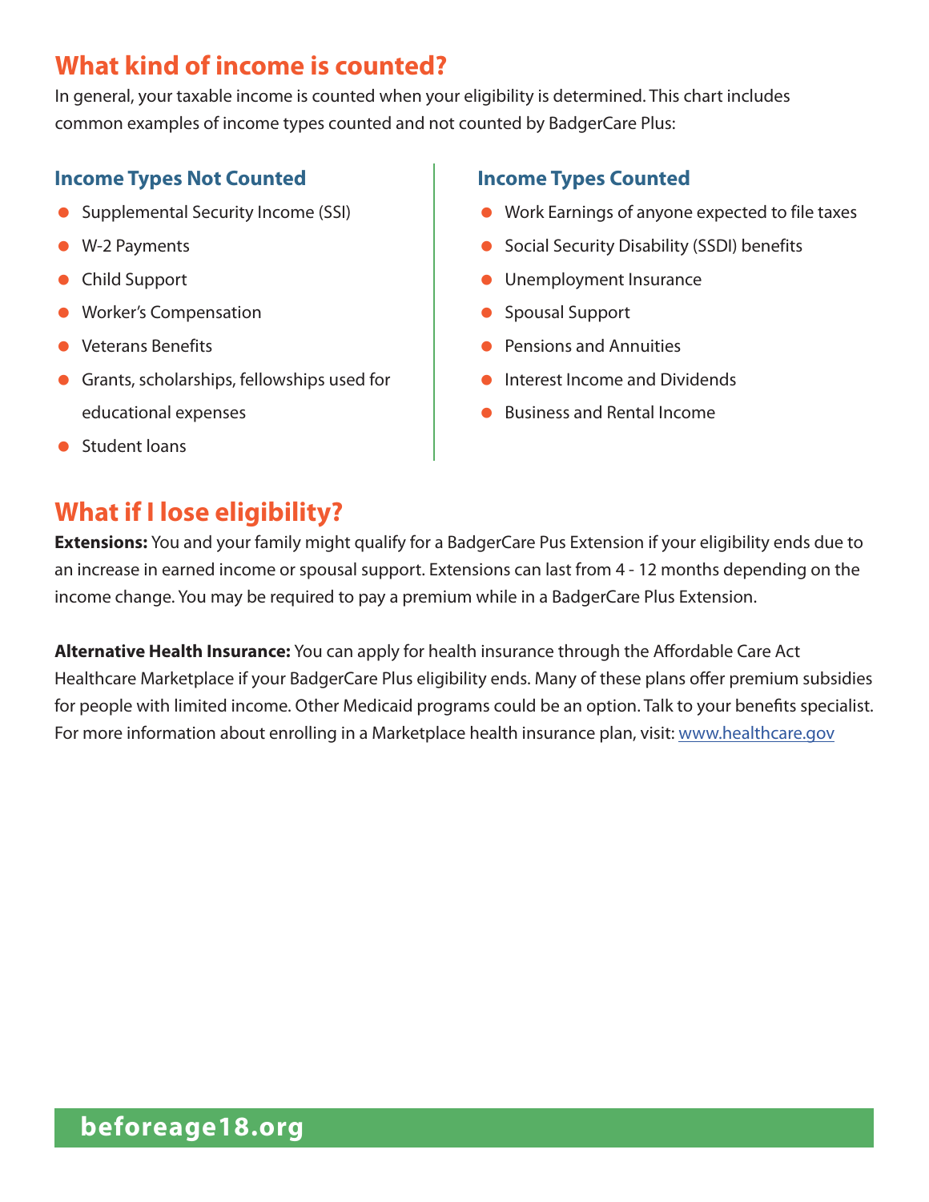## What kind of income is counted?

In general, your taxable income is counted when your eligibility is determined. This chart includes common examples of income types counted and not counted by BadgerCare Plus:

### Income Types Not Counted

- Supplemental Security Income (SSI)
- W-2 Payments
- Child Support
- Worker's Compensation
- Veterans Benefits
- Grants, scholarships, fellowships used for educational expenses
- Student loans

### Income Types Counted

- Work Earnings of anyone expected to file taxes
- Social Security Disability (SSDI) benefits
- Unemployment Insurance
- Spousal Support
- Pensions and Annuities
- Interest Income and Dividends
- Business and Rental Income

## What if I lose eligibility?

**Extensions:** You and your family might qualify for a BadgerCare Pus Extension if your eligibility ends due to an increase in earned income or spousal support. Extensions can last from 4 - 12 months depending on the income change. You may be required to pay a premium while in a BadgerCare Plus Extension.

**Alternative Health Insurance:** You can apply for health insurance through the Affordable Care Act Healthcare Marketplace if your BadgerCare Plus eligibility ends. Many of these plans offer premium subsidies for people with limited income. Other Medicaid programs could be an option. Talk to your benefits specialist. For more information about enrolling in a Marketplace health insurance plan, visit: www.healthcare.gov

**beforeage18.org**